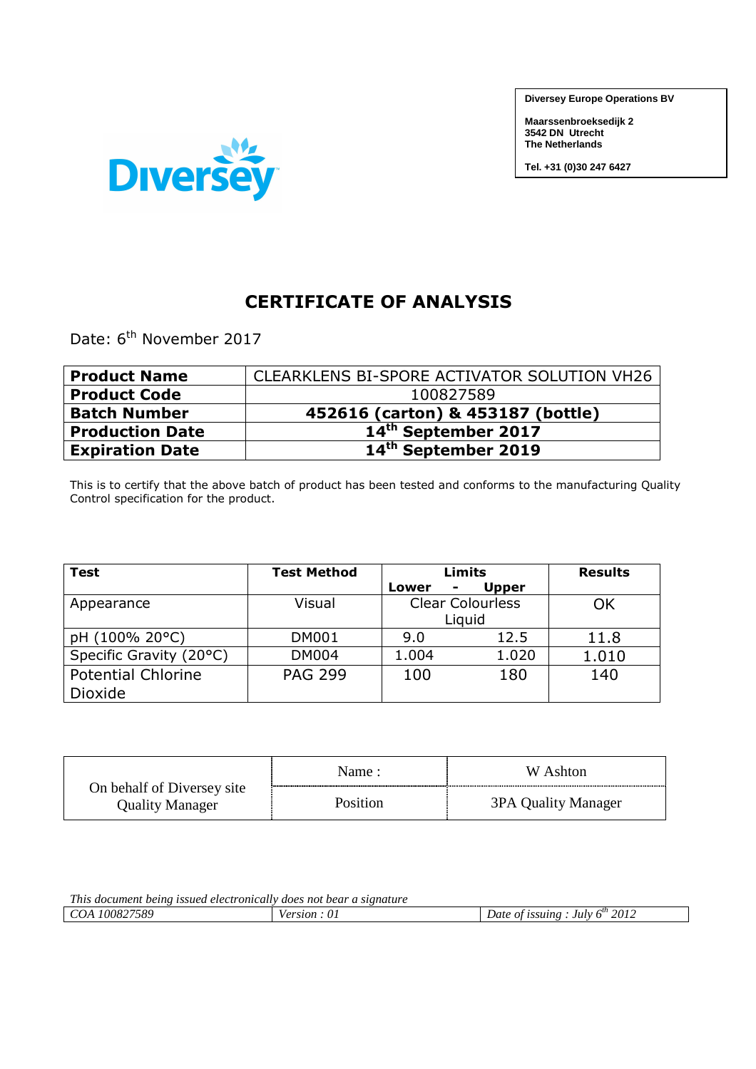Diversey

**Diversey Europe Operations BV**

**Maarssenbroeksedijk 2**
**3542 DN Utrecht**
**The Netherlands**

**Tel. +31 (0)30 247 6427**

# CERTIFICATE OF ANALYSIS

Date: 6th November 2017

| | |
|---|---|
| **Product Name** | CLEARKLENS BI-SPORE ACTIVATOR SOLUTION VH26 |
| **Product Code** | 100827589 |
| **Batch Number** | **452616 (carton) & 453187 (bottle)** |
| **Production Date** | **14th September 2017** |
| **Expiration Date** | **14th September 2019** |

This is to certify that the above batch of product has been tested and conforms to the manufacturing Quality Control specification for the product.

| **Test** | **Test Method** | **Limits** | | **Results** |
|---|---|---|---|---|
| | | **Lower** | **Upper** | |
| Appearance | Visual | Clear Colourless Liquid | | OK |
| pH (100% 20°C) | DM001 | 9.0 | 12.5 | 11.8 |
| Specific Gravity (20°C) | DM004 | 1.004 | 1.020 | 1.010 |
| Potential Chlorine Dioxide | PAG 299 | 100 | 180 | 140 |

| On behalf of Diversey site Quality Manager | Name : | W Ashton |
|---|---|---|
| | Position | 3PA Quality Manager |

*This document being issued electronically does not bear a signature*

| | | |
|---|---|---|
| *COA 100827589* | *Version : 01* | *Date of issuing : July 6th 2012* |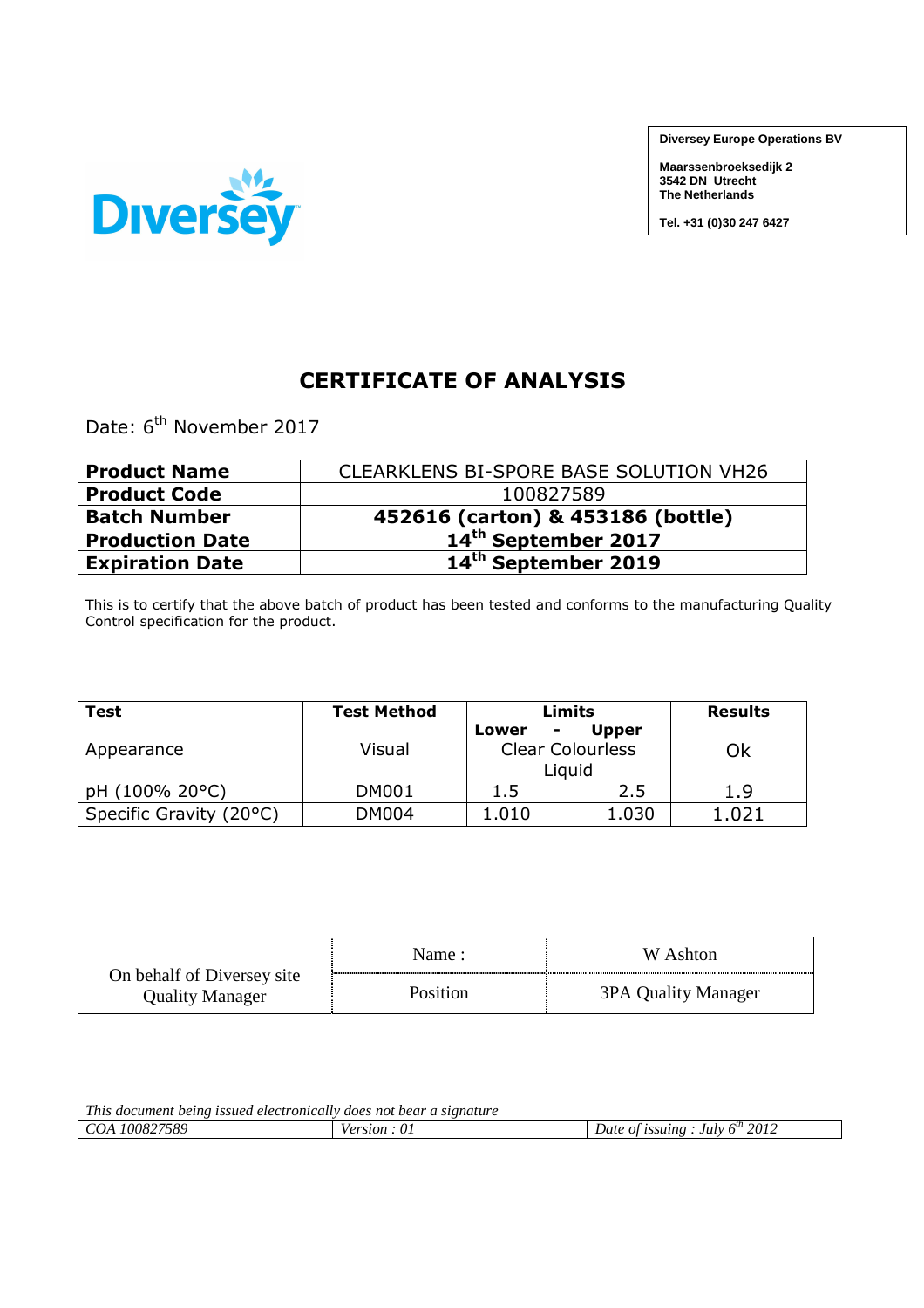Diversey

**Diversey Europe Operations BV**

**Maarssenbroeksedijk 2**
**3542 DN Utrecht**
**The Netherlands**

**Tel. +31 (0)30 247 6427**

# CERTIFICATE OF ANALYSIS

Date: 6th November 2017

| | |
|---|---|
| **Product Name** | CLEARKLENS BI-SPORE BASE SOLUTION VH26 |
| **Product Code** | 100827589 |
| **Batch Number** | **452616 (carton) & 453186 (bottle)** |
| **Production Date** | **14th September 2017** |
| **Expiration Date** | **14th September 2019** |

This is to certify that the above batch of product has been tested and conforms to the manufacturing Quality Control specification for the product.

| **Test** | **Test Method** | **Limits** | | **Results** |
|---|---|---|---|---|
| | | **Lower** | **Upper** | |
| Appearance | Visual | Clear Colourless Liquid | | Ok |
| pH (100% 20°C) | DM001 | 1.5 | 2.5 | 1.9 |
| Specific Gravity (20°C) | DM004 | 1.010 | 1.030 | 1.021 |

| | | |
|---|---|---|
| On behalf of Diversey site Quality Manager | Name : | W Ashton |
| | Position | 3PA Quality Manager |

*This document being issued electronically does not bear a signature*

| | | |
|---|---|---|
| *COA 100827589* | *Version : 01* | *Date of issuing : July 6th 2012* |